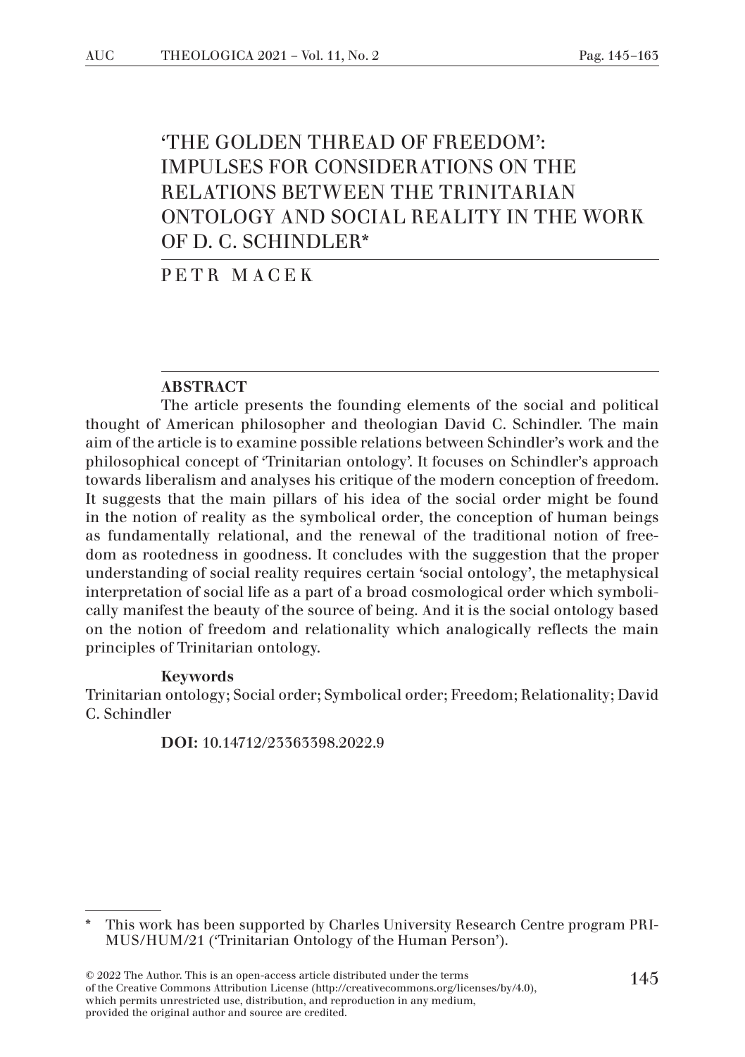# 'THE GOLDEN THREAD OF FREEDOM': IMPULSES FOR CONSIDERATIONS ON THE RELATIONS BETWEEN THE TRINITARIAN ONTOLOGY AND SOCIAL REALITY IN THE WORK OF D. C. SCHINDLER*

PETR MACEK

## ABSTRACT

The article presents the founding elements of the social and political thought of American philosopher and theologian David C. Schindler. The main aim of the article is to examine possible relations between Schindler's work and the philosophical concept of 'Trinitarian ontology'. It focuses on Schindler's approach towards liberalism and analyses his critique of the modern conception of freedom. It suggests that the main pillars of his idea of the social order might be found in the notion of reality as the symbolical order, the conception of human beings as fundamentally relational, and the renewal of the traditional notion of freedom as rootedness in goodness. It concludes with the suggestion that the proper understanding of social reality requires certain 'social ontology', the metaphysical interpretation of social life as a part of a broad cosmological order which symbolically manifest the beauty of the source of being. And it is the social ontology based on the notion of freedom and relationality which analogically reflects the main principles of Trinitarian ontology.

**Keywords**

Trinitarian ontology; Social order; Symbolical order; Freedom; Relationality; David C. Schindler

**DOI:** 10.14712/23363398.2022.9

---

\* This work has been supported by Charles University Research Centre program PRIMUS/HUM/21 ('Trinitarian Ontology of the Human Person').

© 2022 The Author. This is an open-access article distributed under the terms of the Creative Commons Attribution License (http://creativecommons.org/licenses/by/4.0), which permits unrestricted use, distribution, and reproduction in any medium, provided the original author and source are credited.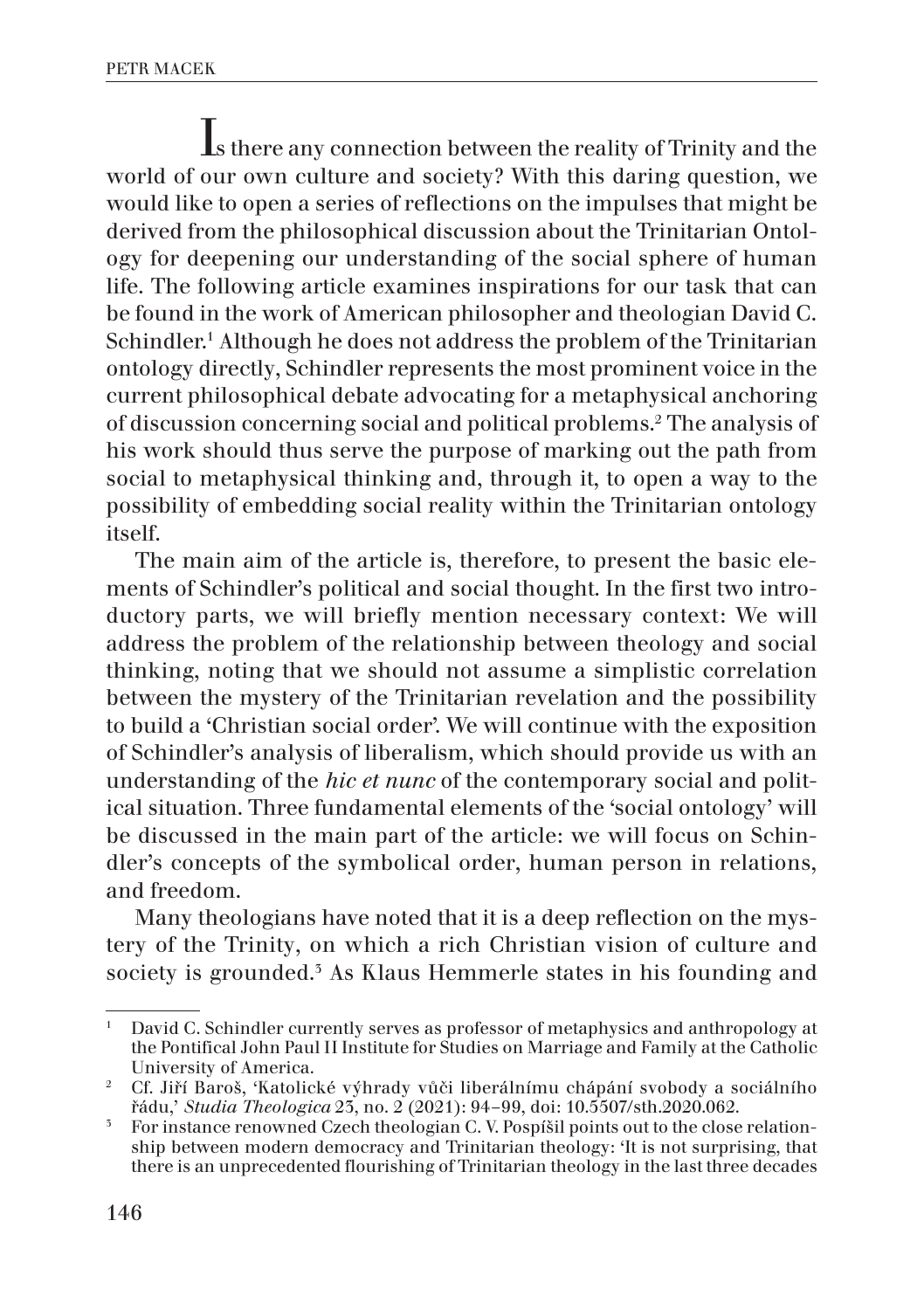Is there any connection between the reality of Trinity and the world of our own culture and society? With this daring question, we would like to open a series of reflections on the impulses that might be derived from the philosophical discussion about the Trinitarian Ontology for deepening our understanding of the social sphere of human life. The following article examines inspirations for our task that can be found in the work of American philosopher and theologian David C. Schindler.[1] Although he does not address the problem of the Trinitarian ontology directly, Schindler represents the most prominent voice in the current philosophical debate advocating for a metaphysical anchoring of discussion concerning social and political problems.[2] The analysis of his work should thus serve the purpose of marking out the path from social to metaphysical thinking and, through it, to open a way to the possibility of embedding social reality within the Trinitarian ontology itself.

The main aim of the article is, therefore, to present the basic elements of Schindler's political and social thought. In the first two introductory parts, we will briefly mention necessary context: We will address the problem of the relationship between theology and social thinking, noting that we should not assume a simplistic correlation between the mystery of the Trinitarian revelation and the possibility to build a 'Christian social order'. We will continue with the exposition of Schindler's analysis of liberalism, which should provide us with an understanding of the *hic et nunc* of the contemporary social and political situation. Three fundamental elements of the 'social ontology' will be discussed in the main part of the article: we will focus on Schindler's concepts of the symbolical order, human person in relations, and freedom.

Many theologians have noted that it is a deep reflection on the mystery of the Trinity, on which a rich Christian vision of culture and society is grounded.[3] As Klaus Hemmerle states in his founding and

---

[1] David C. Schindler currently serves as professor of metaphysics and anthropology at the Pontifical John Paul II Institute for Studies on Marriage and Family at the Catholic University of America.

[2] Cf. Jiří Baroš, 'Katolické výhrady vůči liberálnímu chápání svobody a sociálního řádu,' *Studia Theologica* 23, no. 2 (2021): 94–99, doi: 10.5507/sth.2020.062.

[3] For instance renowned Czech theologian C. V. Pospíšil points out to the close relationship between modern democracy and Trinitarian theology: 'It is not surprising, that there is an unprecedented flourishing of Trinitarian theology in the last three decades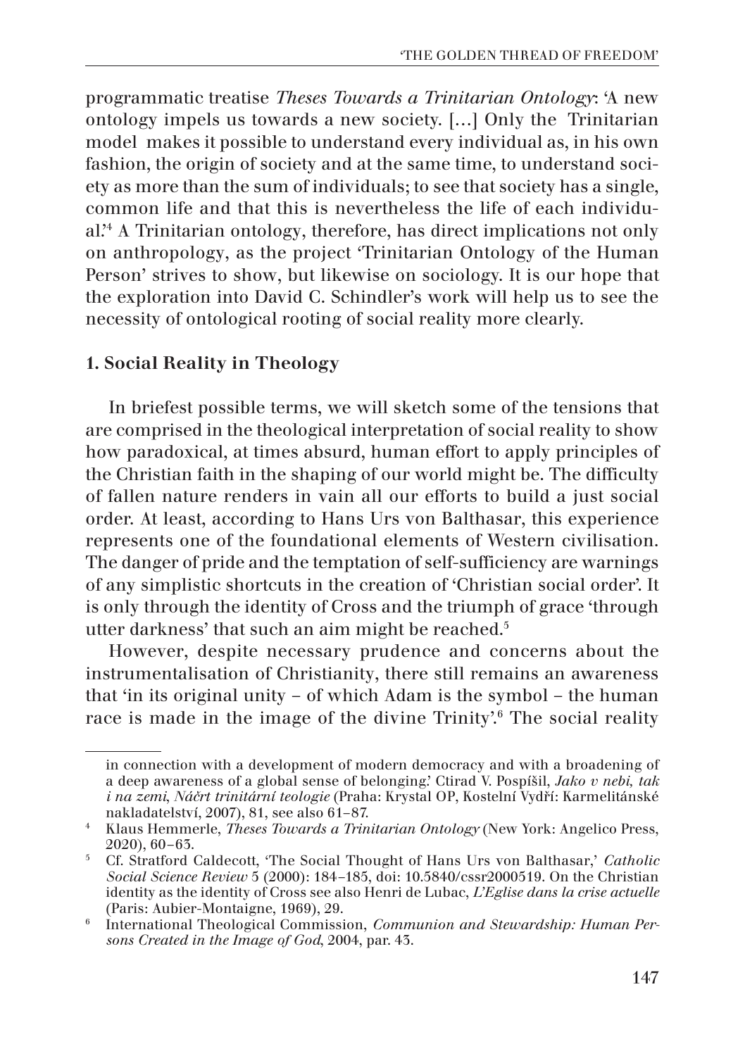programmatic treatise *Theses Towards a Trinitarian Ontology*: 'A new ontology impels us towards a new society. […] Only the Trinitarian model makes it possible to understand every individual as, in his own fashion, the origin of society and at the same time, to understand society as more than the sum of individuals; to see that society has a single, common life and that this is nevertheless the life of each individual.'[4] A Trinitarian ontology, therefore, has direct implications not only on anthropology, as the project 'Trinitarian Ontology of the Human Person' strives to show, but likewise on sociology. It is our hope that the exploration into David C. Schindler's work will help us to see the necessity of ontological rooting of social reality more clearly.

## 1. Social Reality in Theology

In briefest possible terms, we will sketch some of the tensions that are comprised in the theological interpretation of social reality to show how paradoxical, at times absurd, human effort to apply principles of the Christian faith in the shaping of our world might be. The difficulty of fallen nature renders in vain all our efforts to build a just social order. At least, according to Hans Urs von Balthasar, this experience represents one of the foundational elements of Western civilisation. The danger of pride and the temptation of self-sufficiency are warnings of any simplistic shortcuts in the creation of 'Christian social order'. It is only through the identity of Cross and the triumph of grace 'through utter darkness' that such an aim might be reached.[5]

However, despite necessary prudence and concerns about the instrumentalisation of Christianity, there still remains an awareness that 'in its original unity – of which Adam is the symbol – the human race is made in the image of the divine Trinity'.[6] The social reality

---

in connection with a development of modern democracy and with a broadening of a deep awareness of a global sense of belonging.' Ctirad V. Pospíšil, *Jako v nebi, tak i na zemi, Náčrt trinitární teologie* (Praha: Krystal OP, Kostelní Vydří: Karmelitánské nakladatelství, 2007), 81, see also 61–87.

[4] Klaus Hemmerle, *Theses Towards a Trinitarian Ontology* (New York: Angelico Press, 2020), 60–63.

[5] Cf. Stratford Caldecott, 'The Social Thought of Hans Urs von Balthasar,' *Catholic Social Science Review* 5 (2000): 184–185, doi: 10.5840/cssr2000519. On the Christian identity as the identity of Cross see also Henri de Lubac, *L'Eglise dans la crise actuelle* (Paris: Aubier-Montaigne, 1969), 29.

[6] International Theological Commission, *Communion and Stewardship: Human Persons Created in the Image of God*, 2004, par. 43.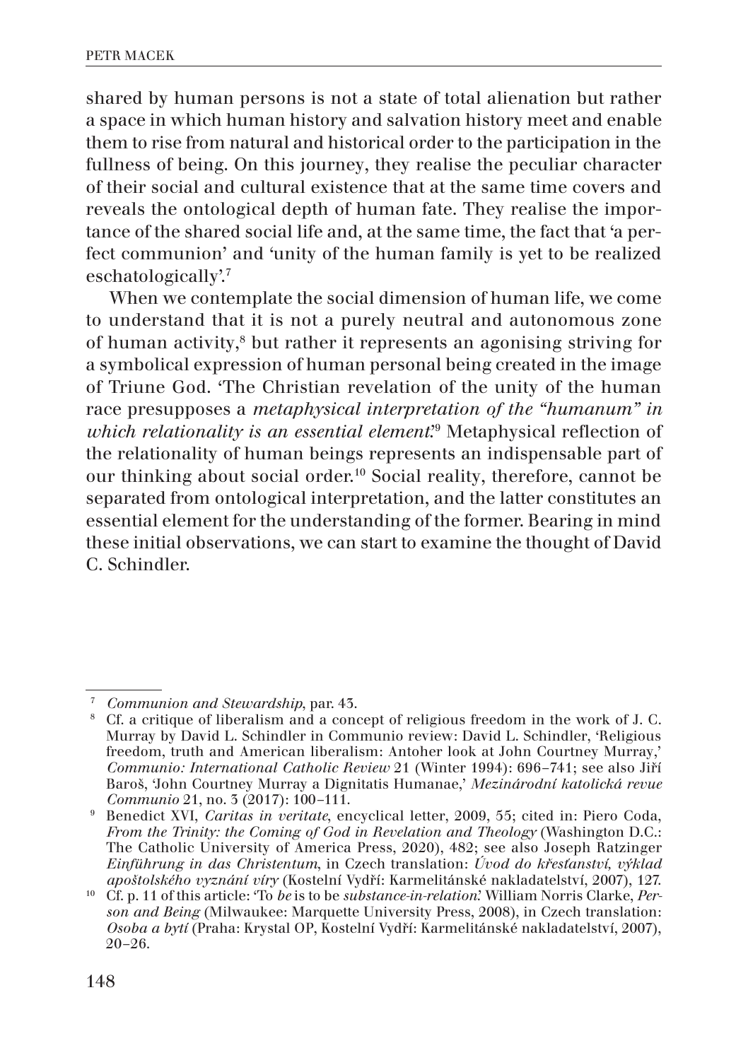shared by human persons is not a state of total alienation but rather a space in which human history and salvation history meet and enable them to rise from natural and historical order to the participation in the fullness of being. On this journey, they realise the peculiar character of their social and cultural existence that at the same time covers and reveals the ontological depth of human fate. They realise the importance of the shared social life and, at the same time, the fact that 'a perfect communion' and 'unity of the human family is yet to be realized eschatologically'.[7]

When we contemplate the social dimension of human life, we come to understand that it is not a purely neutral and autonomous zone of human activity,[8] but rather it represents an agonising striving for a symbolical expression of human personal being created in the image of Triune God. 'The Christian revelation of the unity of the human race presupposes a *metaphysical interpretation of the "humanum" in which relationality is an essential element*.'[9] Metaphysical reflection of the relationality of human beings represents an indispensable part of our thinking about social order.[10] Social reality, therefore, cannot be separated from ontological interpretation, and the latter constitutes an essential element for the understanding of the former. Bearing in mind these initial observations, we can start to examine the thought of David C. Schindler.

---

[7] *Communion and Stewardship*, par. 43.

[8] Cf. a critique of liberalism and a concept of religious freedom in the work of J. C. Murray by David L. Schindler in Communio review: David L. Schindler, 'Religious freedom, truth and American liberalism: Antoher look at John Courtney Murray,' *Communio: International Catholic Review* 21 (Winter 1994): 696–741; see also Jiří Baroš, 'John Courtney Murray a Dignitatis Humanae,' *Mezinárodní katolická revue Communio* 21, no. 3 (2017): 100–111.

[9] Benedict XVI, *Caritas in veritate*, encyclical letter, 2009, 55; cited in: Piero Coda, *From the Trinity: the Coming of God in Revelation and Theology* (Washington D.C.: The Catholic University of America Press, 2020), 482; see also Joseph Ratzinger *Einführung in das Christentum*, in Czech translation: *Úvod do křesťanství, výklad apoštolského vyznání víry* (Kostelní Vydří: Karmelitánské nakladatelství, 2007), 127.

[10] Cf. p. 11 of this article: 'To *be* is to be *substance-in-relation*.' William Norris Clarke, *Person and Being* (Milwaukee: Marquette University Press, 2008), in Czech translation: *Osoba a bytí* (Praha: Krystal OP, Kostelní Vydří: Karmelitánské nakladatelství, 2007), 20–26.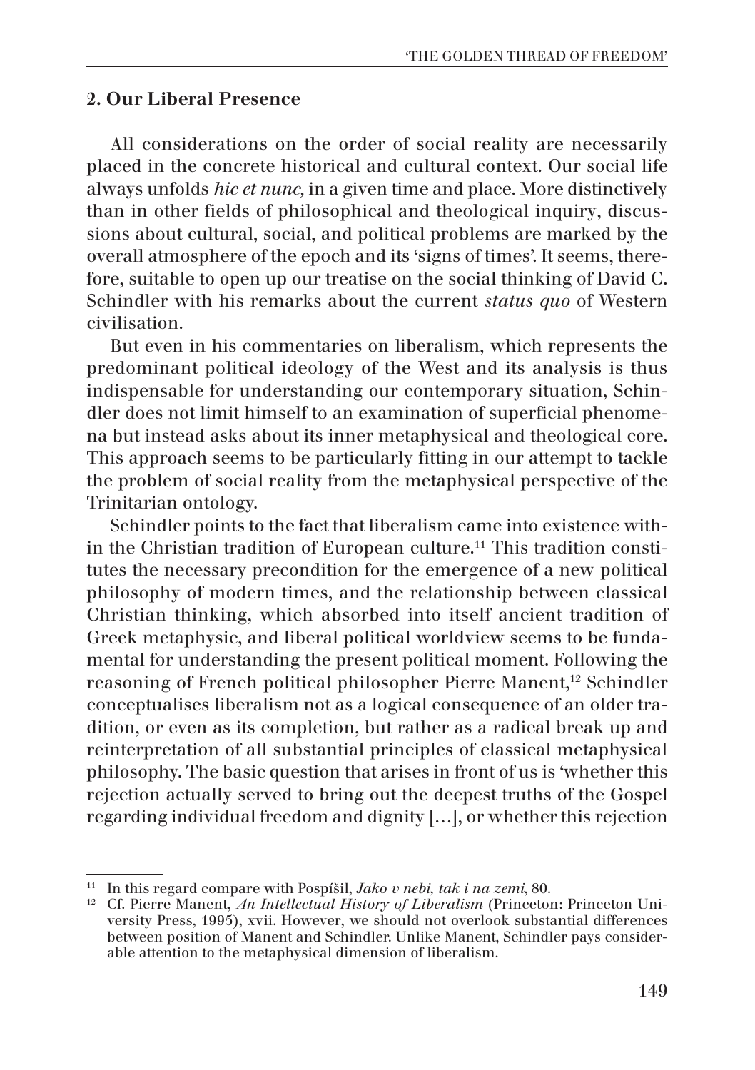## 2. Our Liberal Presence

All considerations on the order of social reality are necessarily placed in the concrete historical and cultural context. Our social life always unfolds *hic et nunc*, in a given time and place. More distinctively than in other fields of philosophical and theological inquiry, discussions about cultural, social, and political problems are marked by the overall atmosphere of the epoch and its 'signs of times'. It seems, therefore, suitable to open up our treatise on the social thinking of David C. Schindler with his remarks about the current *status quo* of Western civilisation.

But even in his commentaries on liberalism, which represents the predominant political ideology of the West and its analysis is thus indispensable for understanding our contemporary situation, Schindler does not limit himself to an examination of superficial phenomena but instead asks about its inner metaphysical and theological core. This approach seems to be particularly fitting in our attempt to tackle the problem of social reality from the metaphysical perspective of the Trinitarian ontology.

Schindler points to the fact that liberalism came into existence within the Christian tradition of European culture.[11] This tradition constitutes the necessary precondition for the emergence of a new political philosophy of modern times, and the relationship between classical Christian thinking, which absorbed into itself ancient tradition of Greek metaphysic, and liberal political worldview seems to be fundamental for understanding the present political moment. Following the reasoning of French political philosopher Pierre Manent,[12] Schindler conceptualises liberalism not as a logical consequence of an older tradition, or even as its completion, but rather as a radical break up and reinterpretation of all substantial principles of classical metaphysical philosophy. The basic question that arises in front of us is 'whether this rejection actually served to bring out the deepest truths of the Gospel regarding individual freedom and dignity […], or whether this rejection

---

[11] In this regard compare with Pospíšil, *Jako v nebi, tak i na zemi*, 80.

[12] Cf. Pierre Manent, *An Intellectual History of Liberalism* (Princeton: Princeton University Press, 1995), xvii. However, we should not overlook substantial differences between position of Manent and Schindler. Unlike Manent, Schindler pays considerable attention to the metaphysical dimension of liberalism.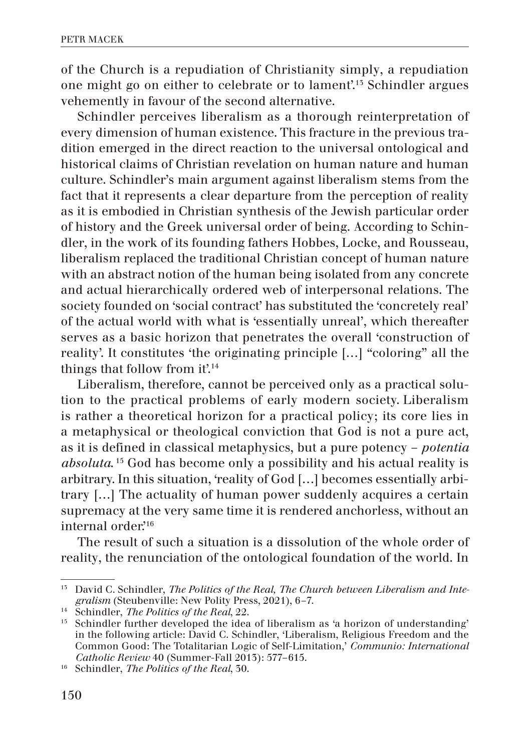of the Church is a repudiation of Christianity simply, a repudiation one might go on either to celebrate or to lament'.[13] Schindler argues vehemently in favour of the second alternative.

Schindler perceives liberalism as a thorough reinterpretation of every dimension of human existence. This fracture in the previous tradition emerged in the direct reaction to the universal ontological and historical claims of Christian revelation on human nature and human culture. Schindler's main argument against liberalism stems from the fact that it represents a clear departure from the perception of reality as it is embodied in Christian synthesis of the Jewish particular order of history and the Greek universal order of being. According to Schindler, in the work of its founding fathers Hobbes, Locke, and Rousseau, liberalism replaced the traditional Christian concept of human nature with an abstract notion of the human being isolated from any concrete and actual hierarchically ordered web of interpersonal relations. The society founded on 'social contract' has substituted the 'concretely real' of the actual world with what is 'essentially unreal', which thereafter serves as a basic horizon that penetrates the overall 'construction of reality'. It constitutes 'the originating principle […] "coloring" all the things that follow from it'.[14]

Liberalism, therefore, cannot be perceived only as a practical solution to the practical problems of early modern society. Liberalism is rather a theoretical horizon for a practical policy; its core lies in a metaphysical or theological conviction that God is not a pure act, as it is defined in classical metaphysics, but a pure potency – *potentia absoluta*.[15] God has become only a possibility and his actual reality is arbitrary. In this situation, 'reality of God […] becomes essentially arbitrary […] The actuality of human power suddenly acquires a certain supremacy at the very same time it is rendered anchorless, without an internal order.'[16]

The result of such a situation is a dissolution of the whole order of reality, the renunciation of the ontological foundation of the world. In

---

[13] David C. Schindler, *The Politics of the Real, The Church between Liberalism and Integralism* (Steubenville: New Polity Press, 2021), 6–7.

[14] Schindler, *The Politics of the Real*, 22.

[15] Schindler further developed the idea of liberalism as 'a horizon of understanding' in the following article: David C. Schindler, 'Liberalism, Religious Freedom and the Common Good: The Totalitarian Logic of Self-Limitation,' *Communio: International Catholic Review* 40 (Summer-Fall 2013): 577–615.

[16] Schindler, *The Politics of the Real*, 30.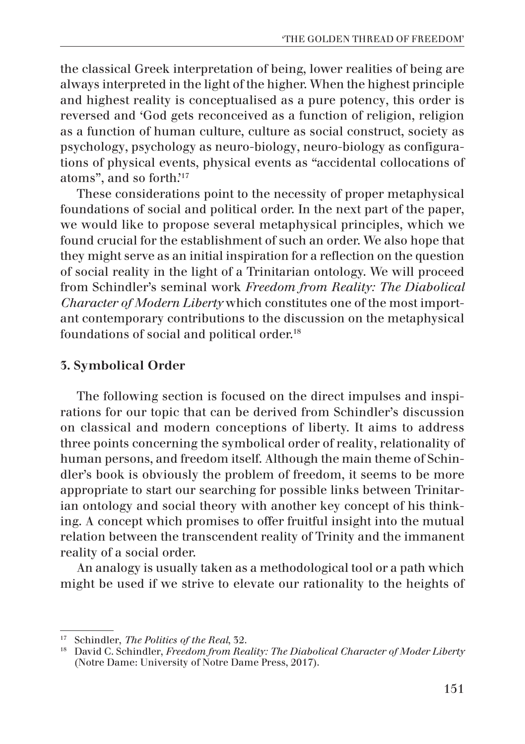the classical Greek interpretation of being, lower realities of being are always interpreted in the light of the higher. When the highest principle and highest reality is conceptualised as a pure potency, this order is reversed and 'God gets reconceived as a function of religion, religion as a function of human culture, culture as social construct, society as psychology, psychology as neuro-biology, neuro-biology as configurations of physical events, physical events as "accidental collocations of atoms", and so forth.'[17]

These considerations point to the necessity of proper metaphysical foundations of social and political order. In the next part of the paper, we would like to propose several metaphysical principles, which we found crucial for the establishment of such an order. We also hope that they might serve as an initial inspiration for a reflection on the question of social reality in the light of a Trinitarian ontology. We will proceed from Schindler's seminal work *Freedom from Reality: The Diabolical Character of Modern Liberty* which constitutes one of the most important contemporary contributions to the discussion on the metaphysical foundations of social and political order.[18]

### 3. Symbolical Order

The following section is focused on the direct impulses and inspirations for our topic that can be derived from Schindler's discussion on classical and modern conceptions of liberty. It aims to address three points concerning the symbolical order of reality, relationality of human persons, and freedom itself. Although the main theme of Schindler's book is obviously the problem of freedom, it seems to be more appropriate to start our searching for possible links between Trinitarian ontology and social theory with another key concept of his thinking. A concept which promises to offer fruitful insight into the mutual relation between the transcendent reality of Trinity and the immanent reality of a social order.

An analogy is usually taken as a methodological tool or a path which might be used if we strive to elevate our rationality to the heights of

---

[17] Schindler, *The Politics of the Real*, 32.

[18] David C. Schindler, *Freedom from Reality: The Diabolical Character of Moder Liberty* (Notre Dame: University of Notre Dame Press, 2017).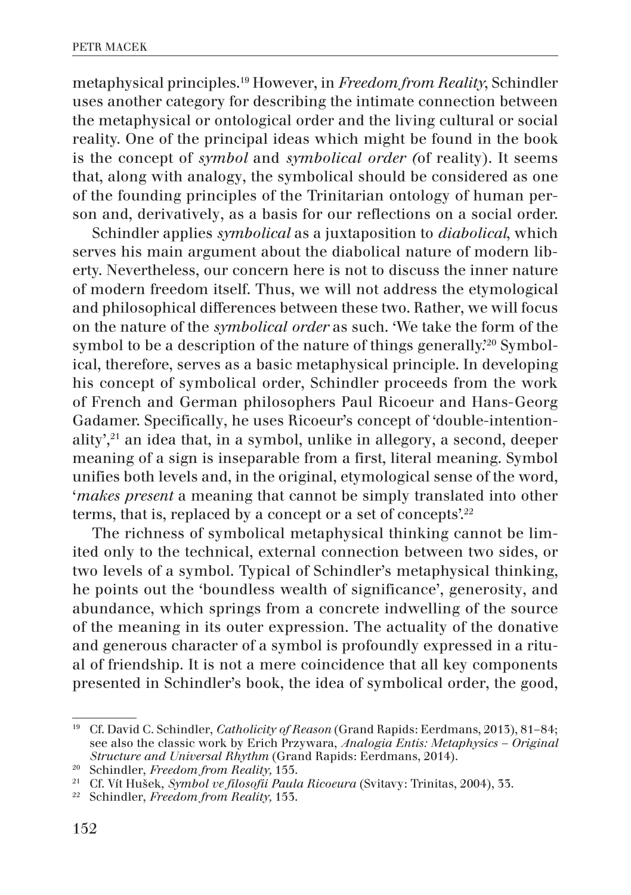metaphysical principles.[19] However, in *Freedom from Reality*, Schindler uses another category for describing the intimate connection between the metaphysical or ontological order and the living cultural or social reality. One of the principal ideas which might be found in the book is the concept of *symbol* and *symbolical order (*of reality). It seems that, along with analogy, the symbolical should be considered as one of the founding principles of the Trinitarian ontology of human person and, derivatively, as a basis for our reflections on a social order.

Schindler applies *symbolical* as a juxtaposition to *diabolical*, which serves his main argument about the diabolical nature of modern liberty. Nevertheless, our concern here is not to discuss the inner nature of modern freedom itself. Thus, we will not address the etymological and philosophical differences between these two. Rather, we will focus on the nature of the *symbolical order* as such. 'We take the form of the symbol to be a description of the nature of things generally.'[20] Symbolical, therefore, serves as a basic metaphysical principle. In developing his concept of symbolical order, Schindler proceeds from the work of French and German philosophers Paul Ricoeur and Hans-Georg Gadamer. Specifically, he uses Ricoeur's concept of 'double-intentionality',[21] an idea that, in a symbol, unlike in allegory, a second, deeper meaning of a sign is inseparable from a first, literal meaning. Symbol unifies both levels and, in the original, etymological sense of the word, '*makes present* a meaning that cannot be simply translated into other terms, that is, replaced by a concept or a set of concepts'.[22]

The richness of symbolical metaphysical thinking cannot be limited only to the technical, external connection between two sides, or two levels of a symbol. Typical of Schindler's metaphysical thinking, he points out the 'boundless wealth of significance', generosity, and abundance, which springs from a concrete indwelling of the source of the meaning in its outer expression. The actuality of the donative and generous character of a symbol is profoundly expressed in a ritual of friendship. It is not a mere coincidence that all key components presented in Schindler's book, the idea of symbolical order, the good,

---

[19] Cf. David C. Schindler, *Catholicity of Reason* (Grand Rapids: Eerdmans, 2013), 81–84; see also the classic work by Erich Przywara, *Analogia Entis: Metaphysics – Original Structure and Universal Rhythm* (Grand Rapids: Eerdmans, 2014).

[20] Schindler, *Freedom from Reality*, 155.

[21] Cf. Vít Hušek, *Symbol ve filosofii Paula Ricoeura* (Svitavy: Trinitas, 2004), 33.

[22] Schindler, *Freedom from Reality*, 153.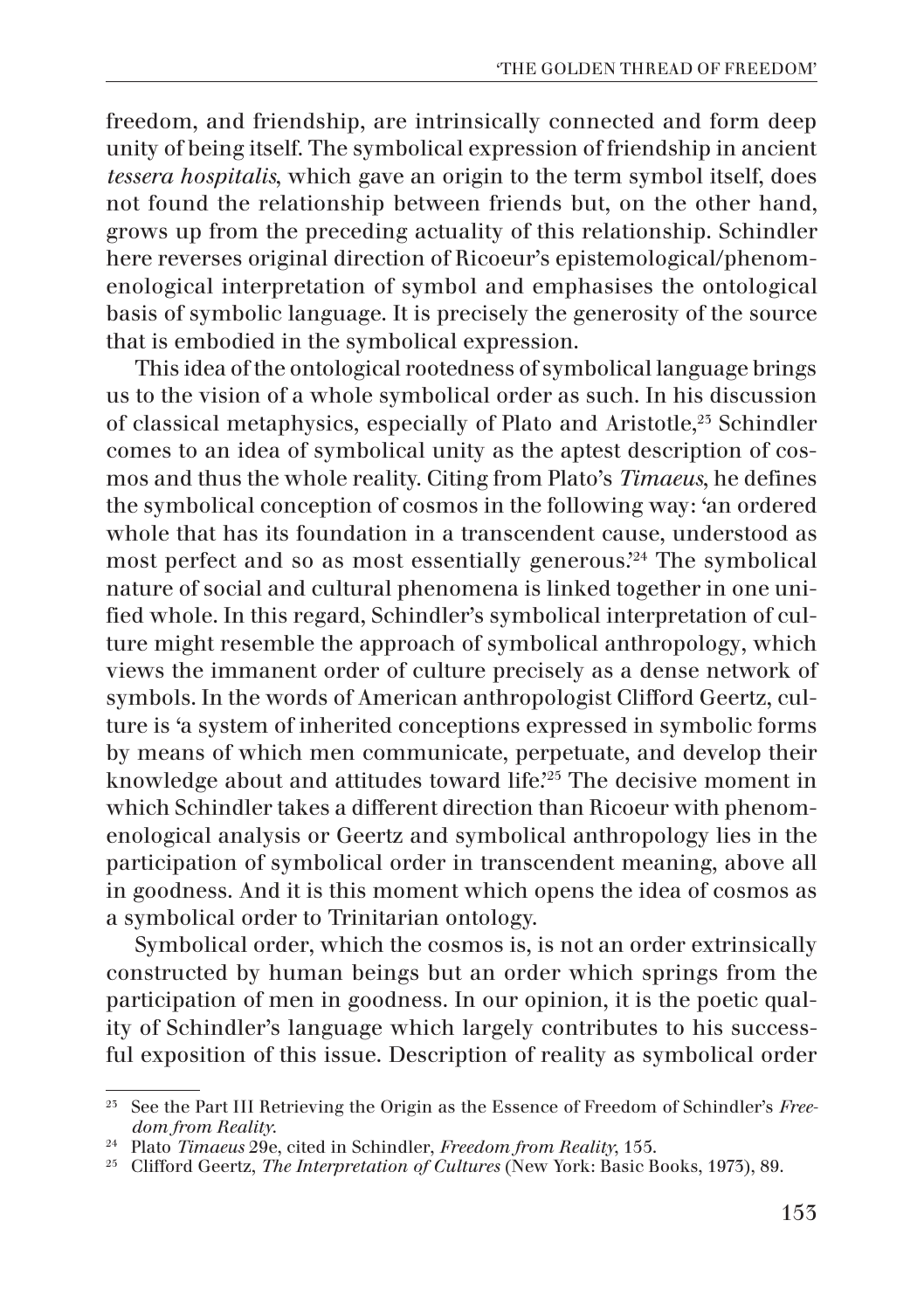freedom, and friendship, are intrinsically connected and form deep unity of being itself. The symbolical expression of friendship in ancient *tessera hospitalis*, which gave an origin to the term symbol itself, does not found the relationship between friends but, on the other hand, grows up from the preceding actuality of this relationship. Schindler here reverses original direction of Ricoeur's epistemological/phenomenological interpretation of symbol and emphasises the ontological basis of symbolic language. It is precisely the generosity of the source that is embodied in the symbolical expression.

This idea of the ontological rootedness of symbolical language brings us to the vision of a whole symbolical order as such. In his discussion of classical metaphysics, especially of Plato and Aristotle,[23] Schindler comes to an idea of symbolical unity as the aptest description of cosmos and thus the whole reality. Citing from Plato's *Timaeus*, he defines the symbolical conception of cosmos in the following way: 'an ordered whole that has its foundation in a transcendent cause, understood as most perfect and so as most essentially generous.'[24] The symbolical nature of social and cultural phenomena is linked together in one unified whole. In this regard, Schindler's symbolical interpretation of culture might resemble the approach of symbolical anthropology, which views the immanent order of culture precisely as a dense network of symbols. In the words of American anthropologist Clifford Geertz, culture is 'a system of inherited conceptions expressed in symbolic forms by means of which men communicate, perpetuate, and develop their knowledge about and attitudes toward life.'[25] The decisive moment in which Schindler takes a different direction than Ricoeur with phenomenological analysis or Geertz and symbolical anthropology lies in the participation of symbolical order in transcendent meaning, above all in goodness. And it is this moment which opens the idea of cosmos as a symbolical order to Trinitarian ontology.

Symbolical order, which the cosmos is, is not an order extrinsically constructed by human beings but an order which springs from the participation of men in goodness. In our opinion, it is the poetic quality of Schindler's language which largely contributes to his successful exposition of this issue. Description of reality as symbolical order

---

[23] See the Part III Retrieving the Origin as the Essence of Freedom of Schindler's *Freedom from Reality*.

[24] Plato *Timaeus* 29e, cited in Schindler, *Freedom from Reality*, 155.

[25] Clifford Geertz, *The Interpretation of Cultures* (New York: Basic Books, 1973), 89.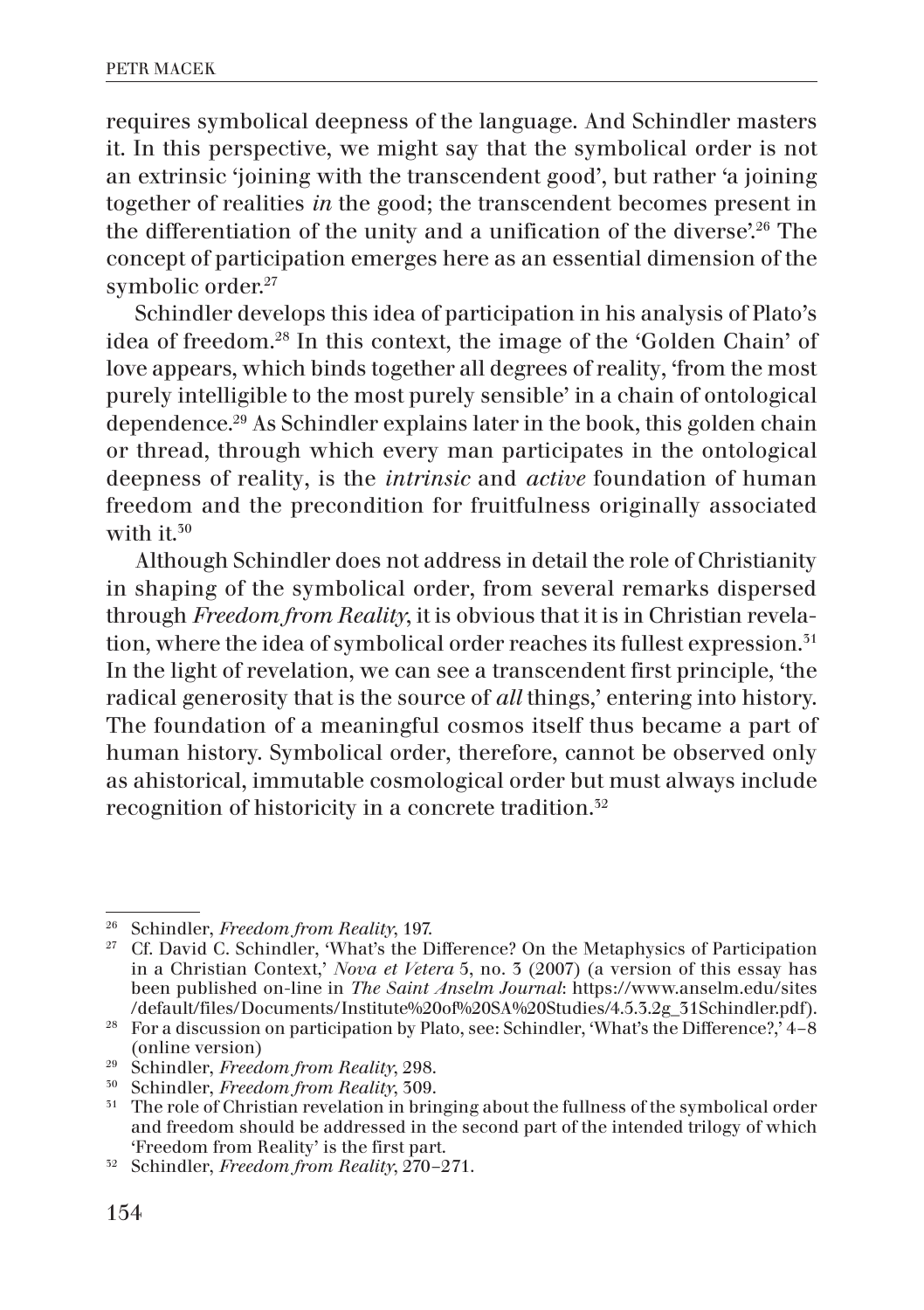requires symbolical deepness of the language. And Schindler masters it. In this perspective, we might say that the symbolical order is not an extrinsic 'joining with the transcendent good', but rather 'a joining together of realities *in* the good; the transcendent becomes present in the differentiation of the unity and a unification of the diverse'.[26] The concept of participation emerges here as an essential dimension of the symbolic order.[27]

Schindler develops this idea of participation in his analysis of Plato's idea of freedom.[28] In this context, the image of the 'Golden Chain' of love appears, which binds together all degrees of reality, 'from the most purely intelligible to the most purely sensible' in a chain of ontological dependence.[29] As Schindler explains later in the book, this golden chain or thread, through which every man participates in the ontological deepness of reality, is the *intrinsic* and *active* foundation of human freedom and the precondition for fruitfulness originally associated with it.[30]

Although Schindler does not address in detail the role of Christianity in shaping of the symbolical order, from several remarks dispersed through *Freedom from Reality*, it is obvious that it is in Christian revelation, where the idea of symbolical order reaches its fullest expression.[31] In the light of revelation, we can see a transcendent first principle, 'the radical generosity that is the source of *all* things,' entering into history. The foundation of a meaningful cosmos itself thus became a part of human history. Symbolical order, therefore, cannot be observed only as ahistorical, immutable cosmological order but must always include recognition of historicity in a concrete tradition.[32]

---

[26] Schindler, *Freedom from Reality*, 197.

[27] Cf. David C. Schindler, 'What's the Difference? On the Metaphysics of Participation in a Christian Context,' *Nova et Vetera* 5, no. 3 (2007) (a version of this essay has been published on-line in *The Saint Anselm Journal*: https://www.anselm.edu/sites/default/files/Documents/Institute%20of%20SA%20Studies/4.5.3.2g_31Schindler.pdf).

[28] For a discussion on participation by Plato, see: Schindler, 'What's the Difference?,' 4–8 (online version)

[29] Schindler, *Freedom from Reality*, 298.

[30] Schindler, *Freedom from Reality*, 309.

[31] The role of Christian revelation in bringing about the fullness of the symbolical order and freedom should be addressed in the second part of the intended trilogy of which 'Freedom from Reality' is the first part.

[32] Schindler, *Freedom from Reality*, 270–271.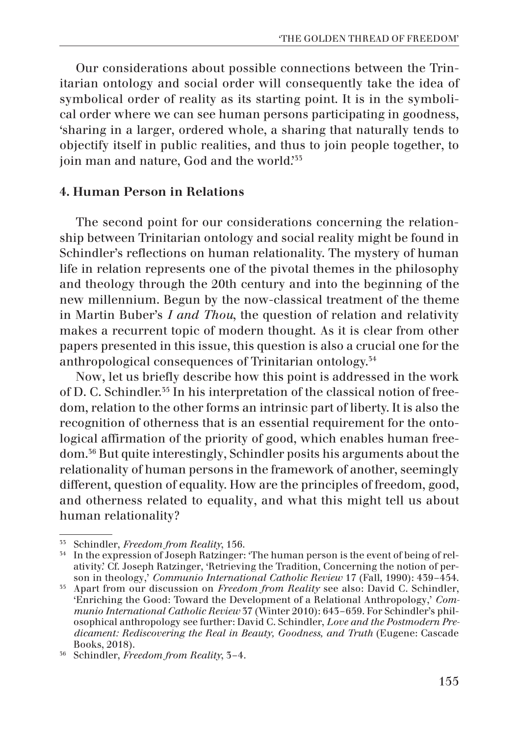Our considerations about possible connections between the Trinitarian ontology and social order will consequently take the idea of symbolical order of reality as its starting point. It is in the symbolical order where we can see human persons participating in goodness, 'sharing in a larger, ordered whole, a sharing that naturally tends to objectify itself in public realities, and thus to join people together, to join man and nature, God and the world.'[33]

### 4. Human Person in Relations

The second point for our considerations concerning the relationship between Trinitarian ontology and social reality might be found in Schindler's reflections on human relationality. The mystery of human life in relation represents one of the pivotal themes in the philosophy and theology through the 20th century and into the beginning of the new millennium. Begun by the now-classical treatment of the theme in Martin Buber's *I and Thou*, the question of relation and relativity makes a recurrent topic of modern thought. As it is clear from other papers presented in this issue, this question is also a crucial one for the anthropological consequences of Trinitarian ontology.[34]

Now, let us briefly describe how this point is addressed in the work of D. C. Schindler.[35] In his interpretation of the classical notion of freedom, relation to the other forms an intrinsic part of liberty. It is also the recognition of otherness that is an essential requirement for the ontological affirmation of the priority of good, which enables human freedom.[36] But quite interestingly, Schindler posits his arguments about the relationality of human persons in the framework of another, seemingly different, question of equality. How are the principles of freedom, good, and otherness related to equality, and what this might tell us about human relationality?

---

[33] Schindler, *Freedom from Reality*, 156.

[34] In the expression of Joseph Ratzinger: 'The human person is the event of being of relativity.' Cf. Joseph Ratzinger, 'Retrieving the Tradition, Concerning the notion of person in theology,' *Communio International Catholic Review* 17 (Fall, 1990): 439–454.

[35] Apart from our discussion on *Freedom from Reality* see also: David C. Schindler, 'Enriching the Good: Toward the Development of a Relational Anthropology,' *Communio International Catholic Review* 37 (Winter 2010): 643–659. For Schindler's philosophical anthropology see further: David C. Schindler, *Love and the Postmodern Predicament: Rediscovering the Real in Beauty, Goodness, and Truth* (Eugene: Cascade Books, 2018).

[36] Schindler, *Freedom from Reality*, 3–4.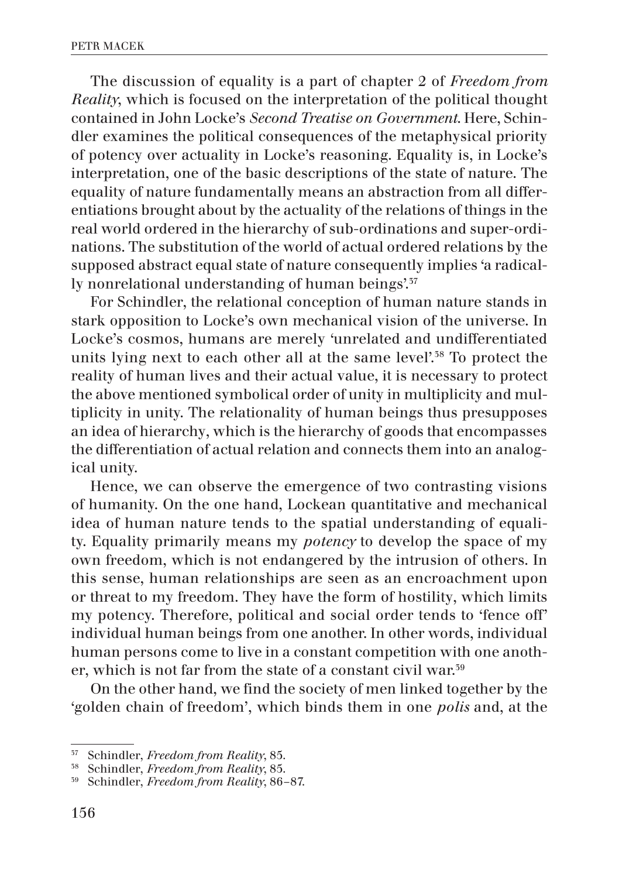The discussion of equality is a part of chapter 2 of *Freedom from Reality*, which is focused on the interpretation of the political thought contained in John Locke's *Second Treatise on Government*. Here, Schindler examines the political consequences of the metaphysical priority of potency over actuality in Locke's reasoning. Equality is, in Locke's interpretation, one of the basic descriptions of the state of nature. The equality of nature fundamentally means an abstraction from all differentiations brought about by the actuality of the relations of things in the real world ordered in the hierarchy of sub-ordinations and super-ordinations. The substitution of the world of actual ordered relations by the supposed abstract equal state of nature consequently implies 'a radically nonrelational understanding of human beings'.[37]

For Schindler, the relational conception of human nature stands in stark opposition to Locke's own mechanical vision of the universe. In Locke's cosmos, humans are merely 'unrelated and undifferentiated units lying next to each other all at the same level'.[38] To protect the reality of human lives and their actual value, it is necessary to protect the above mentioned symbolical order of unity in multiplicity and multiplicity in unity. The relationality of human beings thus presupposes an idea of hierarchy, which is the hierarchy of goods that encompasses the differentiation of actual relation and connects them into an analogical unity.

Hence, we can observe the emergence of two contrasting visions of humanity. On the one hand, Lockean quantitative and mechanical idea of human nature tends to the spatial understanding of equality. Equality primarily means my *potency* to develop the space of my own freedom, which is not endangered by the intrusion of others. In this sense, human relationships are seen as an encroachment upon or threat to my freedom. They have the form of hostility, which limits my potency. Therefore, political and social order tends to 'fence off' individual human beings from one another. In other words, individual human persons come to live in a constant competition with one another, which is not far from the state of a constant civil war.[39]

On the other hand, we find the society of men linked together by the 'golden chain of freedom', which binds them in one *polis* and, at the

---

[37] Schindler, *Freedom from Reality*, 85.

[38] Schindler, *Freedom from Reality*, 85.

[39] Schindler, *Freedom from Reality*, 86–87.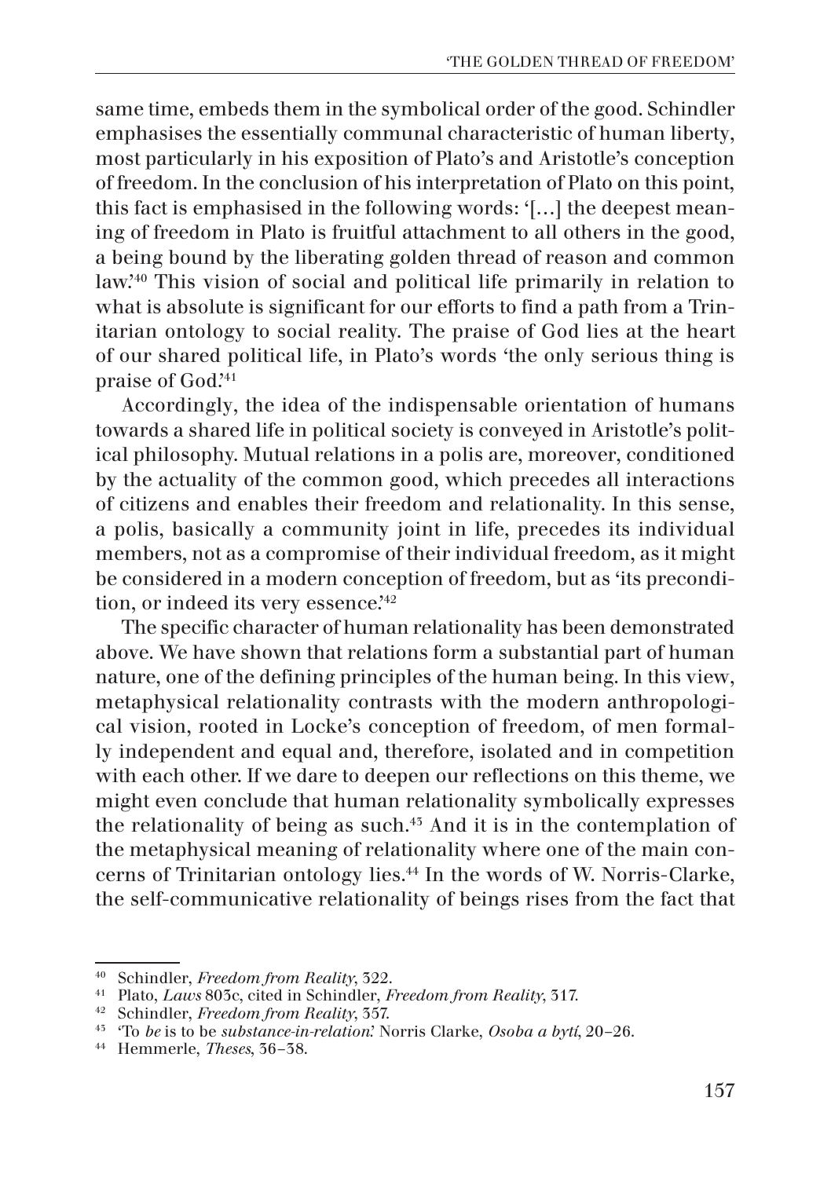same time, embeds them in the symbolical order of the good. Schindler emphasises the essentially communal characteristic of human liberty, most particularly in his exposition of Plato's and Aristotle's conception of freedom. In the conclusion of his interpretation of Plato on this point, this fact is emphasised in the following words: '[…] the deepest meaning of freedom in Plato is fruitful attachment to all others in the good, a being bound by the liberating golden thread of reason and common law.'[40] This vision of social and political life primarily in relation to what is absolute is significant for our efforts to find a path from a Trinitarian ontology to social reality. The praise of God lies at the heart of our shared political life, in Plato's words 'the only serious thing is praise of God.'[41]

Accordingly, the idea of the indispensable orientation of humans towards a shared life in political society is conveyed in Aristotle's political philosophy. Mutual relations in a polis are, moreover, conditioned by the actuality of the common good, which precedes all interactions of citizens and enables their freedom and relationality. In this sense, a polis, basically a community joint in life, precedes its individual members, not as a compromise of their individual freedom, as it might be considered in a modern conception of freedom, but as 'its precondition, or indeed its very essence.'[42]

The specific character of human relationality has been demonstrated above. We have shown that relations form a substantial part of human nature, one of the defining principles of the human being. In this view, metaphysical relationality contrasts with the modern anthropological vision, rooted in Locke's conception of freedom, of men formally independent and equal and, therefore, isolated and in competition with each other. If we dare to deepen our reflections on this theme, we might even conclude that human relationality symbolically expresses the relationality of being as such.[43] And it is in the contemplation of the metaphysical meaning of relationality where one of the main concerns of Trinitarian ontology lies.[44] In the words of W. Norris-Clarke, the self-communicative relationality of beings rises from the fact that

---

[40] Schindler, *Freedom from Reality*, 322.

[41] Plato, *Laws* 803c, cited in Schindler, *Freedom from Reality*, 317.

[42] Schindler, *Freedom from Reality*, 357.

[43] 'To *be* is to be *substance-in-relation*.' Norris Clarke, *Osoba a bytí*, 20–26.

[44] Hemmerle, *Theses*, 36–38.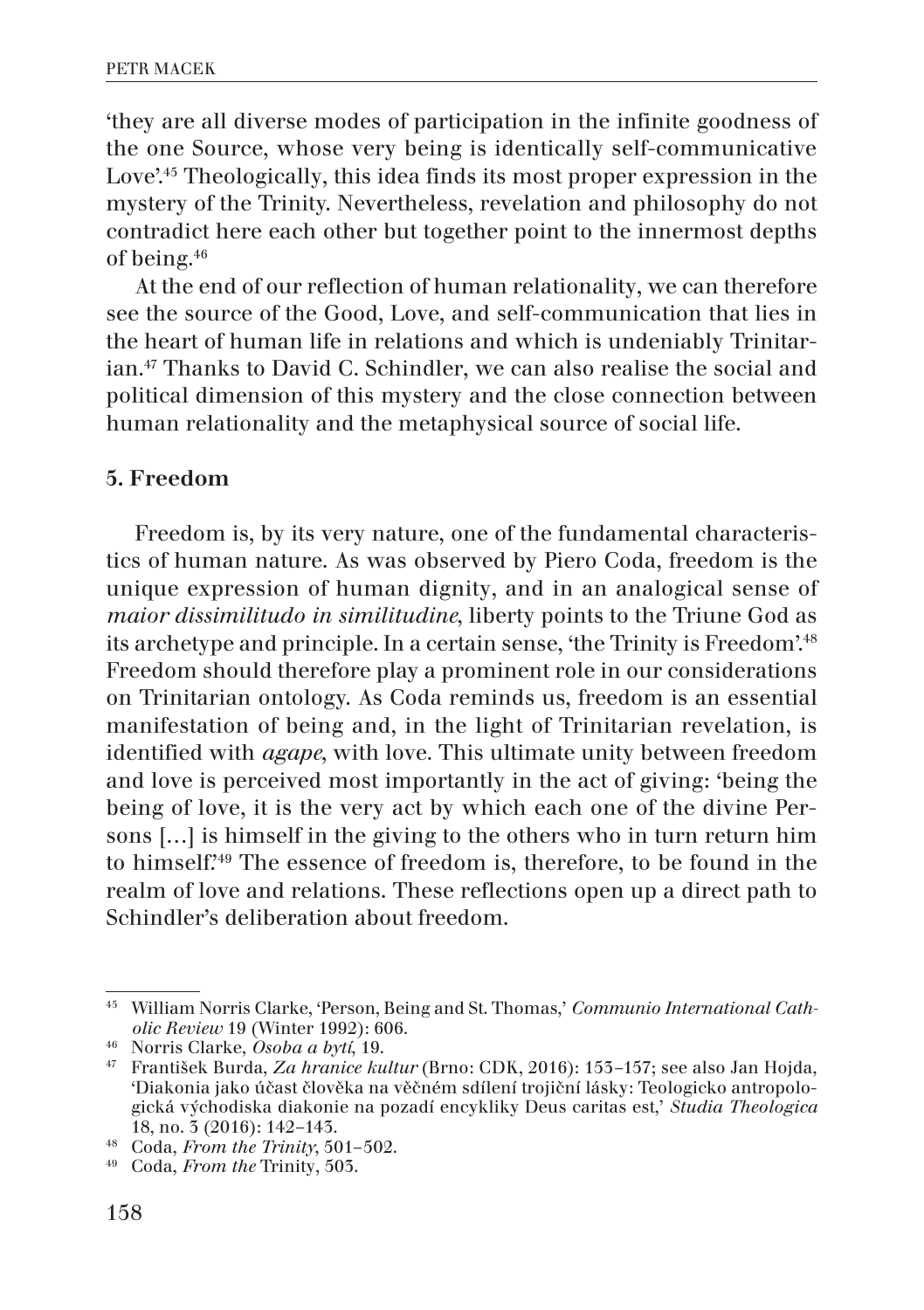'they are all diverse modes of participation in the infinite goodness of the one Source, whose very being is identically self-communicative Love'.[45] Theologically, this idea finds its most proper expression in the mystery of the Trinity. Nevertheless, revelation and philosophy do not contradict here each other but together point to the innermost depths of being.[46]

At the end of our reflection of human relationality, we can therefore see the source of the Good, Love, and self-communication that lies in the heart of human life in relations and which is undeniably Trinitarian.[47] Thanks to David C. Schindler, we can also realise the social and political dimension of this mystery and the close connection between human relationality and the metaphysical source of social life.

## 5. Freedom

Freedom is, by its very nature, one of the fundamental characteristics of human nature. As was observed by Piero Coda, freedom is the unique expression of human dignity, and in an analogical sense of *maior dissimilitudo in similitudine*, liberty points to the Triune God as its archetype and principle. In a certain sense, 'the Trinity is Freedom'.[48] Freedom should therefore play a prominent role in our considerations on Trinitarian ontology. As Coda reminds us, freedom is an essential manifestation of being and, in the light of Trinitarian revelation, is identified with *agape*, with love. This ultimate unity between freedom and love is perceived most importantly in the act of giving: 'being the being of love, it is the very act by which each one of the divine Persons […] is himself in the giving to the others who in turn return him to himself.'[49] The essence of freedom is, therefore, to be found in the realm of love and relations. These reflections open up a direct path to Schindler's deliberation about freedom.

---

[45] William Norris Clarke, 'Person, Being and St. Thomas,' *Communio International Catholic Review* 19 (Winter 1992): 606.

[46] Norris Clarke, *Osoba a bytí*, 19.

[47] František Burda, *Za hranice kultur* (Brno: CDK, 2016): 153–157; see also Jan Hojda, 'Diakonia jako účast člověka na věčném sdílení trojiční lásky: Teologicko antropologická východiska diakonie na pozadí encykliky Deus caritas est,' *Studia Theologica* 18, no. 3 (2016): 142–143.

[48] Coda, *From the Trinity*, 501–502.

[49] Coda, *From the* Trinity, 503.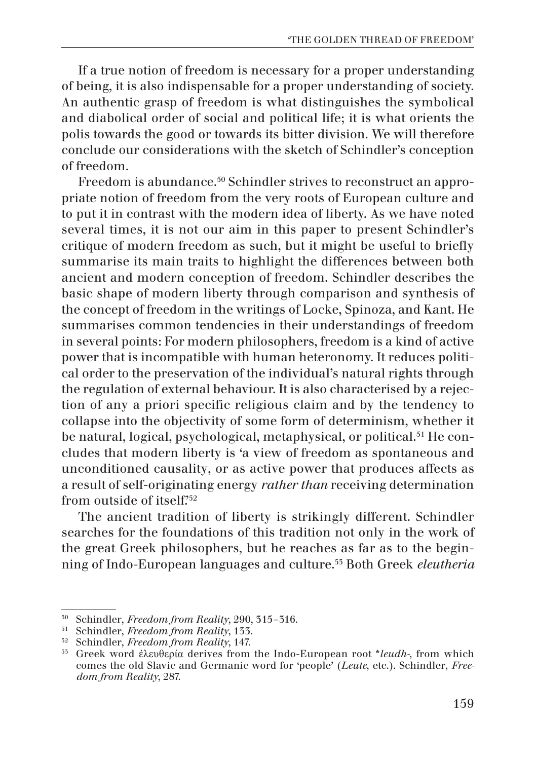If a true notion of freedom is necessary for a proper understanding of being, it is also indispensable for a proper understanding of society. An authentic grasp of freedom is what distinguishes the symbolical and diabolical order of social and political life; it is what orients the polis towards the good or towards its bitter division. We will therefore conclude our considerations with the sketch of Schindler's conception of freedom.

Freedom is abundance.[50] Schindler strives to reconstruct an appropriate notion of freedom from the very roots of European culture and to put it in contrast with the modern idea of liberty. As we have noted several times, it is not our aim in this paper to present Schindler's critique of modern freedom as such, but it might be useful to briefly summarise its main traits to highlight the differences between both ancient and modern conception of freedom. Schindler describes the basic shape of modern liberty through comparison and synthesis of the concept of freedom in the writings of Locke, Spinoza, and Kant. He summarises common tendencies in their understandings of freedom in several points: For modern philosophers, freedom is a kind of active power that is incompatible with human heteronomy. It reduces political order to the preservation of the individual's natural rights through the regulation of external behaviour. It is also characterised by a rejection of any a priori specific religious claim and by the tendency to collapse into the objectivity of some form of determinism, whether it be natural, logical, psychological, metaphysical, or political.[51] He concludes that modern liberty is 'a view of freedom as spontaneous and unconditioned causality, or as active power that produces affects as a result of self-originating energy *rather than* receiving determination from outside of itself.'[52]

The ancient tradition of liberty is strikingly different. Schindler searches for the foundations of this tradition not only in the work of the great Greek philosophers, but he reaches as far as to the beginning of Indo-European languages and culture.[53] Both Greek *eleutheria*

---

[50] Schindler, *Freedom from Reality*, 290, 315–316.

[51] Schindler, *Freedom from Reality*, 133.

[52] Schindler, *Freedom from Reality*, 147.

[53] Greek word ἐλευθερία derives from the Indo-European root *\*leudh-*, from which comes the old Slavic and Germanic word for 'people' (*Leute*, etc.). Schindler, *Freedom from Reality*, 287.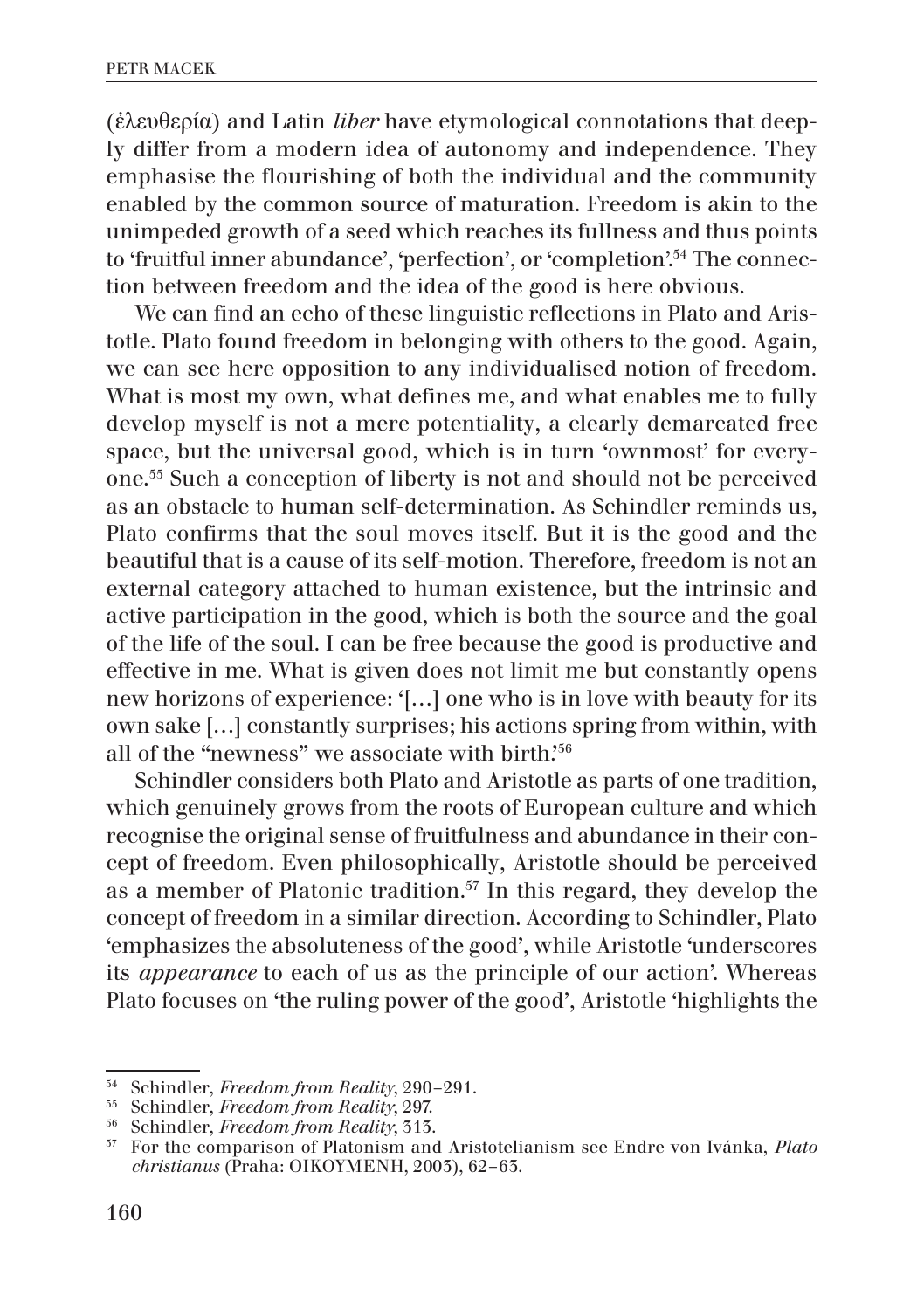(ἐλευθερία) and Latin *liber* have etymological connotations that deeply differ from a modern idea of autonomy and independence. They emphasise the flourishing of both the individual and the community enabled by the common source of maturation. Freedom is akin to the unimpeded growth of a seed which reaches its fullness and thus points to 'fruitful inner abundance', 'perfection', or 'completion'.[54] The connection between freedom and the idea of the good is here obvious.

We can find an echo of these linguistic reflections in Plato and Aristotle. Plato found freedom in belonging with others to the good. Again, we can see here opposition to any individualised notion of freedom. What is most my own, what defines me, and what enables me to fully develop myself is not a mere potentiality, a clearly demarcated free space, but the universal good, which is in turn 'ownmost' for everyone.[55] Such a conception of liberty is not and should not be perceived as an obstacle to human self-determination. As Schindler reminds us, Plato confirms that the soul moves itself. But it is the good and the beautiful that is a cause of its self-motion. Therefore, freedom is not an external category attached to human existence, but the intrinsic and active participation in the good, which is both the source and the goal of the life of the soul. I can be free because the good is productive and effective in me. What is given does not limit me but constantly opens new horizons of experience: '[…] one who is in love with beauty for its own sake […] constantly surprises; his actions spring from within, with all of the "newness" we associate with birth.'[56]

Schindler considers both Plato and Aristotle as parts of one tradition, which genuinely grows from the roots of European culture and which recognise the original sense of fruitfulness and abundance in their concept of freedom. Even philosophically, Aristotle should be perceived as a member of Platonic tradition.[57] In this regard, they develop the concept of freedom in a similar direction. According to Schindler, Plato 'emphasizes the absoluteness of the good', while Aristotle 'underscores its *appearance* to each of us as the principle of our action'. Whereas Plato focuses on 'the ruling power of the good', Aristotle 'highlights the

---

[54] Schindler, *Freedom from Reality*, 290–291.

[55] Schindler, *Freedom from Reality*, 297.

[56] Schindler, *Freedom from Reality*, 313.

[57] For the comparison of Platonism and Aristotelianism see Endre von Ivánka, *Plato christianus* (Praha: OIKOYMENH, 2003), 62–63.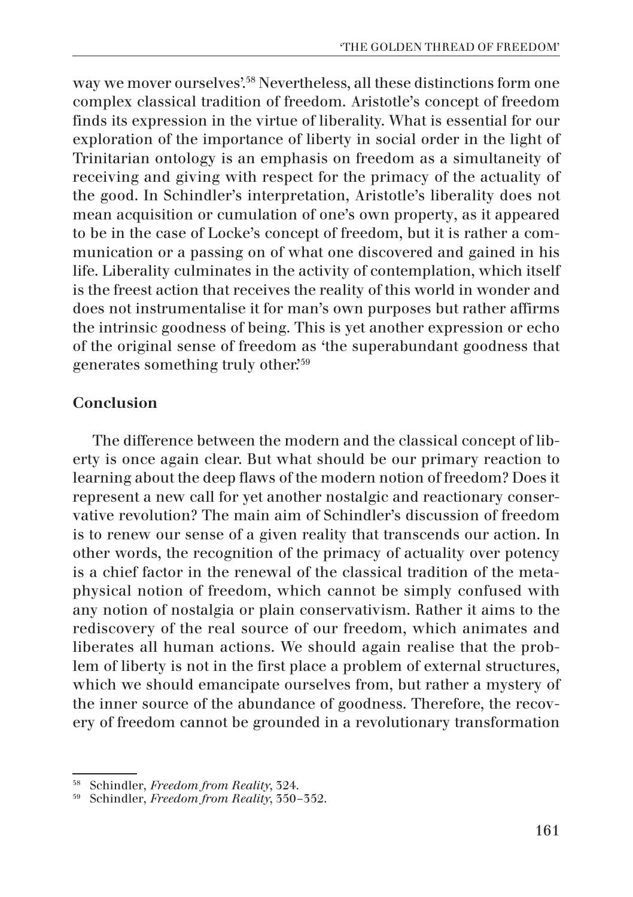way we mover ourselves'.[58] Nevertheless, all these distinctions form one complex classical tradition of freedom. Aristotle's concept of freedom finds its expression in the virtue of liberality. What is essential for our exploration of the importance of liberty in social order in the light of Trinitarian ontology is an emphasis on freedom as a simultaneity of receiving and giving with respect for the primacy of the actuality of the good. In Schindler's interpretation, Aristotle's liberality does not mean acquisition or cumulation of one's own property, as it appeared to be in the case of Locke's concept of freedom, but it is rather a communication or a passing on of what one discovered and gained in his life. Liberality culminates in the activity of contemplation, which itself is the freest action that receives the reality of this world in wonder and does not instrumentalise it for man's own purposes but rather affirms the intrinsic goodness of being. This is yet another expression or echo of the original sense of freedom as 'the superabundant goodness that generates something truly other.'[59]

## Conclusion

The difference between the modern and the classical concept of liberty is once again clear. But what should be our primary reaction to learning about the deep flaws of the modern notion of freedom? Does it represent a new call for yet another nostalgic and reactionary conservative revolution? The main aim of Schindler's discussion of freedom is to renew our sense of a given reality that transcends our action. In other words, the recognition of the primacy of actuality over potency is a chief factor in the renewal of the classical tradition of the metaphysical notion of freedom, which cannot be simply confused with any notion of nostalgia or plain conservativism. Rather it aims to the rediscovery of the real source of our freedom, which animates and liberates all human actions. We should again realise that the problem of liberty is not in the first place a problem of external structures, which we should emancipate ourselves from, but rather a mystery of the inner source of the abundance of goodness. Therefore, the recovery of freedom cannot be grounded in a revolutionary transformation

[58] Schindler, *Freedom from Reality*, 324.

[59] Schindler, *Freedom from Reality*, 350–352.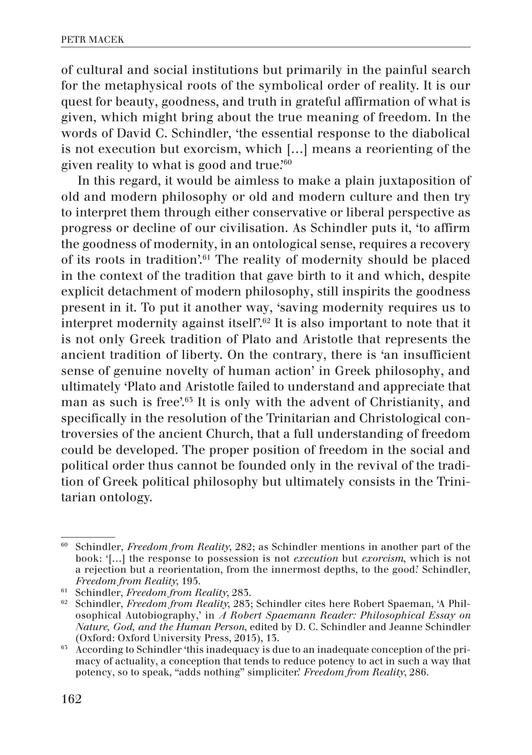of cultural and social institutions but primarily in the painful search for the metaphysical roots of the symbolical order of reality. It is our quest for beauty, goodness, and truth in grateful affirmation of what is given, which might bring about the true meaning of freedom. In the words of David C. Schindler, 'the essential response to the diabolical is not execution but exorcism, which […] means a reorienting of the given reality to what is good and true.'[60]

In this regard, it would be aimless to make a plain juxtaposition of old and modern philosophy or old and modern culture and then try to interpret them through either conservative or liberal perspective as progress or decline of our civilisation. As Schindler puts it, 'to affirm the goodness of modernity, in an ontological sense, requires a recovery of its roots in tradition'.[61] The reality of modernity should be placed in the context of the tradition that gave birth to it and which, despite explicit detachment of modern philosophy, still inspirits the goodness present in it. To put it another way, 'saving modernity requires us to interpret modernity against itself'.[62] It is also important to note that it is not only Greek tradition of Plato and Aristotle that represents the ancient tradition of liberty. On the contrary, there is 'an insufficient sense of genuine novelty of human action' in Greek philosophy, and ultimately 'Plato and Aristotle failed to understand and appreciate that man as such is free'.[63] It is only with the advent of Christianity, and specifically in the resolution of the Trinitarian and Christological controversies of the ancient Church, that a full understanding of freedom could be developed. The proper position of freedom in the social and political order thus cannot be founded only in the revival of the tradition of Greek political philosophy but ultimately consists in the Trinitarian ontology.

---

[60] Schindler, *Freedom from Reality*, 282; as Schindler mentions in another part of the book: '[…] the response to possession is not *execution* but *exorcism*, which is not a rejection but a reorientation, from the innermost depths, to the good.' Schindler, *Freedom from Reality*, 195.

[61] Schindler, *Freedom from Reality*, 283.

[62] Schindler, *Freedom from Reality*, 283; Schindler cites here Robert Spaeman, 'A Philosophical Autobiography,' in *A Robert Spaemann Reader: Philosophical Essay on Nature, God, and the Human Person*, edited by D. C. Schindler and Jeanne Schindler (Oxford: Oxford University Press, 2015), 13.

[63] According to Schindler 'this inadequacy is due to an inadequate conception of the primacy of actuality, a conception that tends to reduce potency to act in such a way that potency, so to speak, "adds nothing" simpliciter.' *Freedom from Reality*, 286.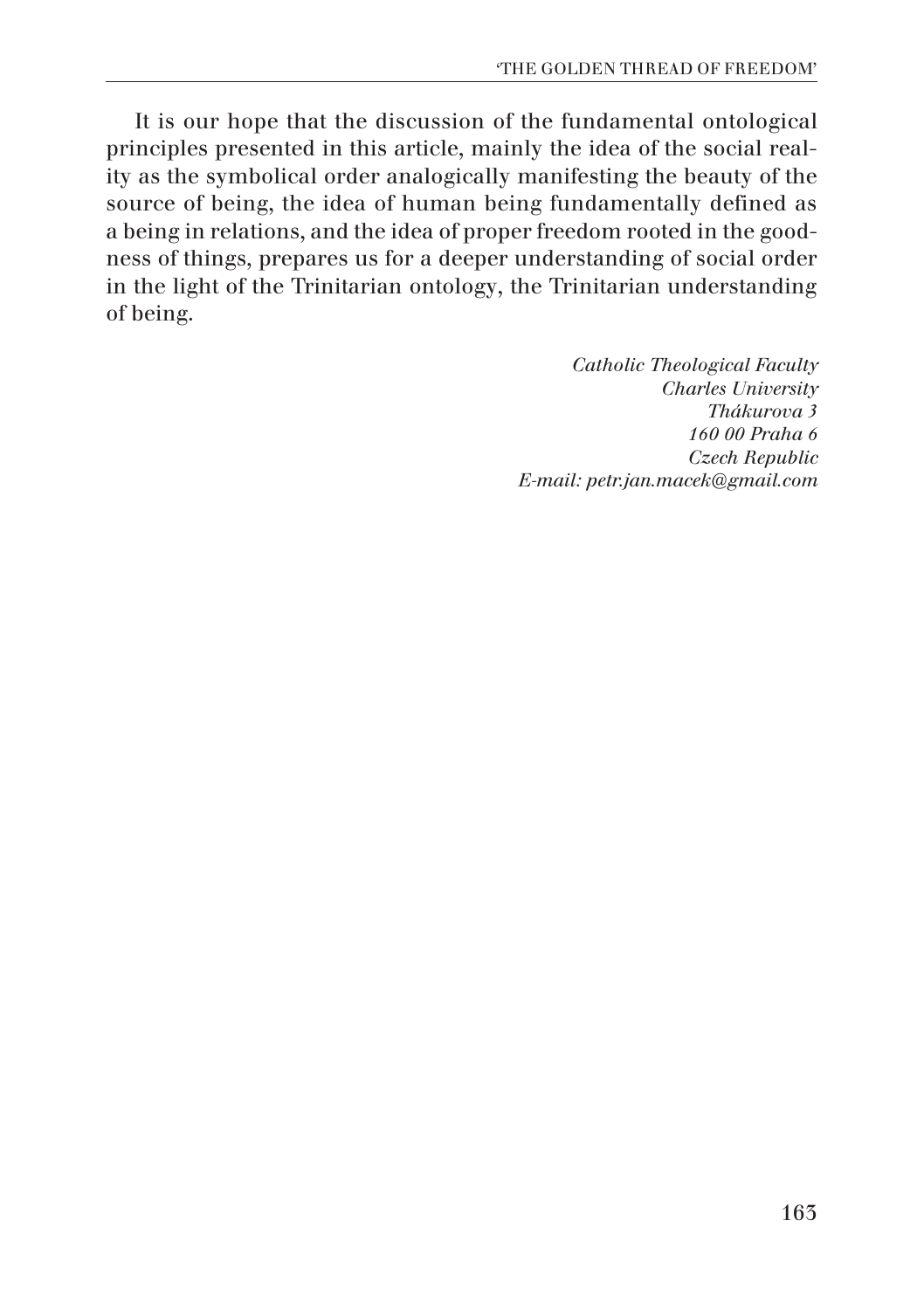It is our hope that the discussion of the fundamental ontological principles presented in this article, mainly the idea of the social reality as the symbolical order analogically manifesting the beauty of the source of being, the idea of human being fundamentally defined as a being in relations, and the idea of proper freedom rooted in the goodness of things, prepares us for a deeper understanding of social order in the light of the Trinitarian ontology, the Trinitarian understanding of being.

*Catholic Theological Faculty*  
*Charles University*  
*Thákurova 3*  
*160 00 Praha 6*  
*Czech Republic*  
*E-mail: petr.jan.macek@gmail.com*